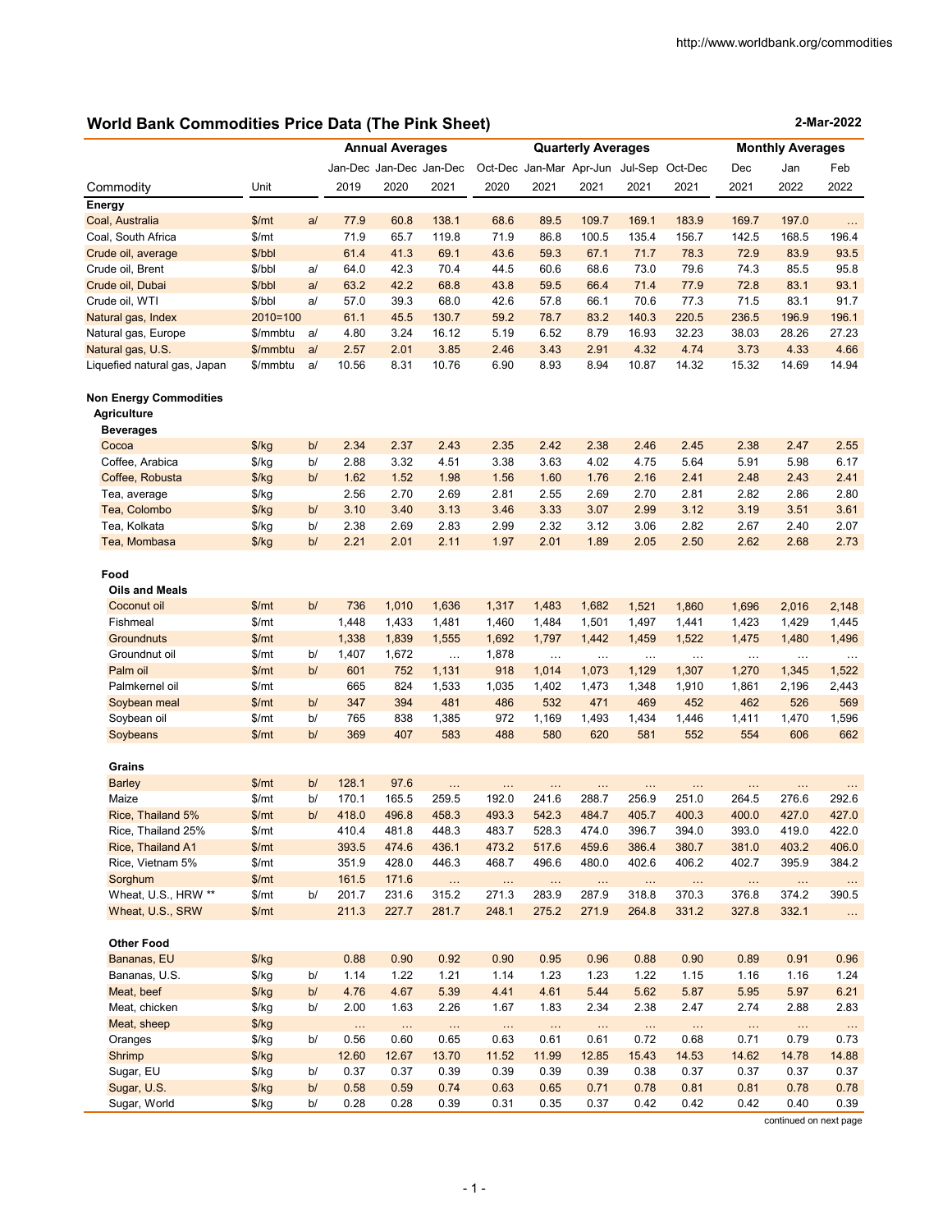http://www.worldbank.org/commodities

## World Bank Commodities Price Data (The Pink Sheet)

**2-Mar-2022**

| Commodity | Unit | | Annual Averages | | | Quarterly Averages | | | | | Monthly Averages | | |
|---|---|---|---|---|---|---|---|---|---|---|---|---|---|
| | | | Jan-Dec 2019 | Jan-Dec 2020 | Jan-Dec 2021 | Oct-Dec 2020 | Jan-Mar 2021 | Apr-Jun 2021 | Jul-Sep 2021 | Oct-Dec 2021 | Dec 2021 | Jan 2022 | Feb 2022 |
| **Energy** | | | | | | | | | | | | | |
| Coal, Australia | $/mt | a/ | 77.9 | 60.8 | 138.1 | 68.6 | 89.5 | 109.7 | 169.1 | 183.9 | 169.7 | 197.0 | … |
| Coal, South Africa | $/mt | | 71.9 | 65.7 | 119.8 | 71.9 | 86.8 | 100.5 | 135.4 | 156.7 | 142.5 | 168.5 | 196.4 |
| Crude oil, average | $/bbl | | 61.4 | 41.3 | 69.1 | 43.6 | 59.3 | 67.1 | 71.7 | 78.3 | 72.9 | 83.9 | 93.5 |
| Crude oil, Brent | $/bbl | a/ | 64.0 | 42.3 | 70.4 | 44.5 | 60.6 | 68.6 | 73.0 | 79.6 | 74.3 | 85.5 | 95.8 |
| Crude oil, Dubai | $/bbl | a/ | 63.2 | 42.2 | 68.8 | 43.8 | 59.5 | 66.4 | 71.4 | 77.9 | 72.8 | 83.1 | 93.1 |
| Crude oil, WTI | $/bbl | a/ | 57.0 | 39.3 | 68.0 | 42.6 | 57.8 | 66.1 | 70.6 | 77.3 | 71.5 | 83.1 | 91.7 |
| Natural gas, Index | 2010=100 | | 61.1 | 45.5 | 130.7 | 59.2 | 78.7 | 83.2 | 140.3 | 220.5 | 236.5 | 196.9 | 196.1 |
| Natural gas, Europe | $/mmbtu | a/ | 4.80 | 3.24 | 16.12 | 5.19 | 6.52 | 8.79 | 16.93 | 32.23 | 38.03 | 28.26 | 27.23 |
| Natural gas, U.S. | $/mmbtu | a/ | 2.57 | 2.01 | 3.85 | 2.46 | 3.43 | 2.91 | 4.32 | 4.74 | 3.73 | 4.33 | 4.66 |
| Liquefied natural gas, Japan | $/mmbtu | a/ | 10.56 | 8.31 | 10.76 | 6.90 | 8.93 | 8.94 | 10.87 | 14.32 | 15.32 | 14.69 | 14.94 |
| **Non Energy Commodities** | | | | | | | | | | | | | |
| **Agriculture** | | | | | | | | | | | | | |
| **Beverages** | | | | | | | | | | | | | |
| Cocoa | $/kg | b/ | 2.34 | 2.37 | 2.43 | 2.35 | 2.42 | 2.38 | 2.46 | 2.45 | 2.38 | 2.47 | 2.55 |
| Coffee, Arabica | $/kg | b/ | 2.88 | 3.32 | 4.51 | 3.38 | 3.63 | 4.02 | 4.75 | 5.64 | 5.91 | 5.98 | 6.17 |
| Coffee, Robusta | $/kg | b/ | 1.62 | 1.52 | 1.98 | 1.56 | 1.60 | 1.76 | 2.16 | 2.41 | 2.48 | 2.43 | 2.41 |
| Tea, average | $/kg | | 2.56 | 2.70 | 2.69 | 2.81 | 2.55 | 2.69 | 2.70 | 2.81 | 2.82 | 2.86 | 2.80 |
| Tea, Colombo | $/kg | b/ | 3.10 | 3.40 | 3.13 | 3.46 | 3.33 | 3.07 | 2.99 | 3.12 | 3.19 | 3.51 | 3.61 |
| Tea, Kolkata | $/kg | b/ | 2.38 | 2.69 | 2.83 | 2.99 | 2.32 | 3.12 | 3.06 | 2.82 | 2.67 | 2.40 | 2.07 |
| Tea, Mombasa | $/kg | b/ | 2.21 | 2.01 | 2.11 | 1.97 | 2.01 | 1.89 | 2.05 | 2.50 | 2.62 | 2.68 | 2.73 |
| **Food** | | | | | | | | | | | | | |
| **Oils and Meals** | | | | | | | | | | | | | |
| Coconut oil | $/mt | b/ | 736 | 1,010 | 1,636 | 1,317 | 1,483 | 1,682 | 1,521 | 1,860 | 1,696 | 2,016 | 2,148 |
| Fishmeal | $/mt | | 1,448 | 1,433 | 1,481 | 1,460 | 1,484 | 1,501 | 1,497 | 1,441 | 1,423 | 1,429 | 1,445 |
| Groundnuts | $/mt | | 1,338 | 1,839 | 1,555 | 1,692 | 1,797 | 1,442 | 1,459 | 1,522 | 1,475 | 1,480 | 1,496 |
| Groundnut oil | $/mt | b/ | 1,407 | 1,672 | … | 1,878 | … | … | … | … | … | … | … |
| Palm oil | $/mt | b/ | 601 | 752 | 1,131 | 918 | 1,014 | 1,073 | 1,129 | 1,307 | 1,270 | 1,345 | 1,522 |
| Palmkernel oil | $/mt | | 665 | 824 | 1,533 | 1,035 | 1,402 | 1,473 | 1,348 | 1,910 | 1,861 | 2,196 | 2,443 |
| Soybean meal | $/mt | b/ | 347 | 394 | 481 | 486 | 532 | 471 | 469 | 452 | 462 | 526 | 569 |
| Soybean oil | $/mt | b/ | 765 | 838 | 1,385 | 972 | 1,169 | 1,493 | 1,434 | 1,446 | 1,411 | 1,470 | 1,596 |
| Soybeans | $/mt | b/ | 369 | 407 | 583 | 488 | 580 | 620 | 581 | 552 | 554 | 606 | 662 |
| **Grains** | | | | | | | | | | | | | |
| Barley | $/mt | b/ | 128.1 | 97.6 | … | … | … | … | … | … | … | … | … |
| Maize | $/mt | b/ | 170.1 | 165.5 | 259.5 | 192.0 | 241.6 | 288.7 | 256.9 | 251.0 | 264.5 | 276.6 | 292.6 |
| Rice, Thailand 5% | $/mt | b/ | 418.0 | 496.8 | 458.3 | 493.3 | 542.3 | 484.7 | 405.7 | 400.3 | 400.0 | 427.0 | 427.0 |
| Rice, Thailand 25% | $/mt | | 410.4 | 481.8 | 448.3 | 483.7 | 528.3 | 474.0 | 396.7 | 394.0 | 393.0 | 419.0 | 422.0 |
| Rice, Thailand A1 | $/mt | | 393.5 | 474.6 | 436.1 | 473.2 | 517.6 | 459.6 | 386.4 | 380.7 | 381.0 | 403.2 | 406.0 |
| Rice, Vietnam 5% | $/mt | | 351.9 | 428.0 | 446.3 | 468.7 | 496.6 | 480.0 | 402.6 | 406.2 | 402.7 | 395.9 | 384.2 |
| Sorghum | $/mt | | 161.5 | 171.6 | … | … | … | … | … | … | … | … | … |
| Wheat, U.S., HRW ** | $/mt | b/ | 201.7 | 231.6 | 315.2 | 271.3 | 283.9 | 287.9 | 318.8 | 370.3 | 376.8 | 374.2 | 390.5 |
| Wheat, U.S., SRW | $/mt | | 211.3 | 227.7 | 281.7 | 248.1 | 275.2 | 271.9 | 264.8 | 331.2 | 327.8 | 332.1 | … |
| **Other Food** | | | | | | | | | | | | | |
| Bananas, EU | $/kg | | 0.88 | 0.90 | 0.92 | 0.90 | 0.95 | 0.96 | 0.88 | 0.90 | 0.89 | 0.91 | 0.96 |
| Bananas, U.S. | $/kg | b/ | 1.14 | 1.22 | 1.21 | 1.14 | 1.23 | 1.23 | 1.22 | 1.15 | 1.16 | 1.16 | 1.24 |
| Meat, beef | $/kg | b/ | 4.76 | 4.67 | 5.39 | 4.41 | 4.61 | 5.44 | 5.62 | 5.87 | 5.95 | 5.97 | 6.21 |
| Meat, chicken | $/kg | b/ | 2.00 | 1.63 | 2.26 | 1.67 | 1.83 | 2.34 | 2.38 | 2.47 | 2.74 | 2.88 | 2.83 |
| Meat, sheep | $/kg | | … | … | … | … | … | … | … | … | … | … | … |
| Oranges | $/kg | b/ | 0.56 | 0.60 | 0.65 | 0.63 | 0.61 | 0.61 | 0.72 | 0.68 | 0.71 | 0.79 | 0.73 |
| Shrimp | $/kg | | 12.60 | 12.67 | 13.70 | 11.52 | 11.99 | 12.85 | 15.43 | 14.53 | 14.62 | 14.78 | 14.88 |
| Sugar, EU | $/kg | b/ | 0.37 | 0.37 | 0.39 | 0.39 | 0.39 | 0.39 | 0.38 | 0.37 | 0.37 | 0.37 | 0.37 |
| Sugar, U.S. | $/kg | b/ | 0.58 | 0.59 | 0.74 | 0.63 | 0.65 | 0.71 | 0.78 | 0.81 | 0.81 | 0.78 | 0.78 |
| Sugar, World | $/kg | b/ | 0.28 | 0.28 | 0.39 | 0.31 | 0.35 | 0.37 | 0.42 | 0.42 | 0.42 | 0.40 | 0.39 |

continued on next page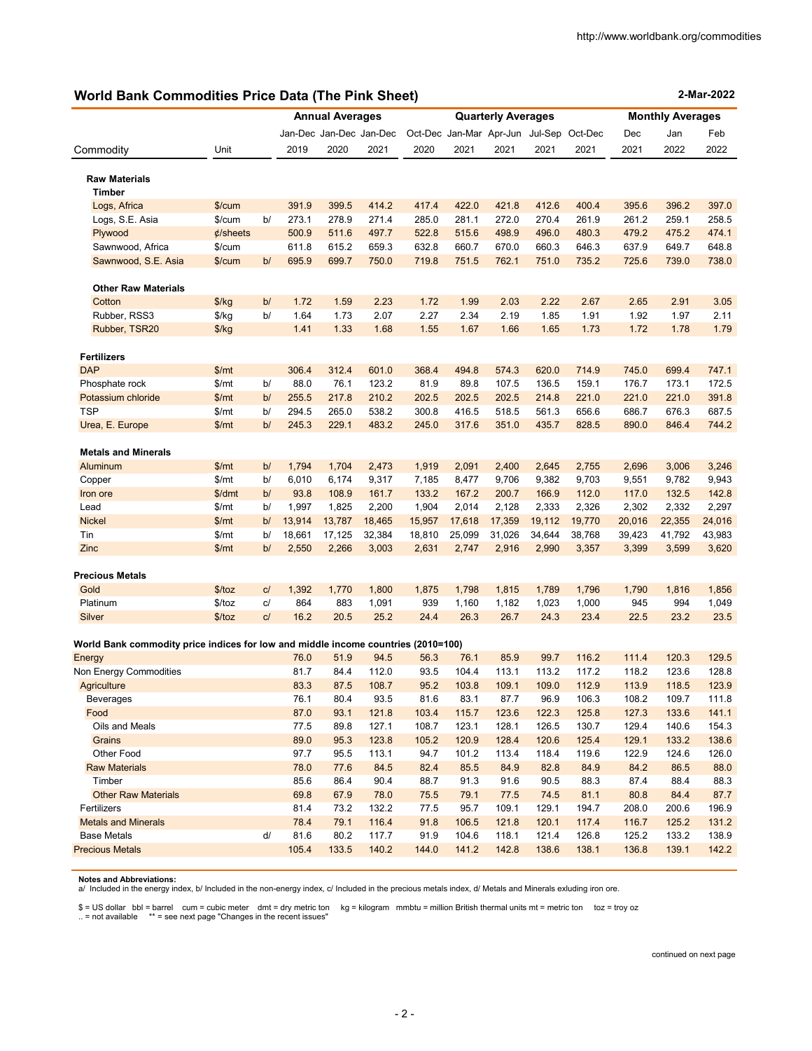http://www.worldbank.org/commodities

## World Bank Commodities Price Data (The Pink Sheet)

2-Mar-2022

| Commodity | Unit | | Annual Averages | | | Quarterly Averages | | | | | Monthly Averages | | |
|---|---|---|---|---|---|---|---|---|---|---|---|---|---|
| | | | Jan-Dec 2019 | Jan-Dec 2020 | Jan-Dec 2021 | Oct-Dec 2020 | Jan-Mar 2021 | Apr-Jun 2021 | Jul-Sep 2021 | Oct-Dec 2021 | Dec 2021 | Jan 2022 | Feb 2022 |
| **Raw Materials** | | | | | | | | | | | | | |
| **Timber** | | | | | | | | | | | | | |
| Logs, Africa | $/cum | | 391.9 | 399.5 | 414.2 | 417.4 | 422.0 | 421.8 | 412.6 | 400.4 | 395.6 | 396.2 | 397.0 |
| Logs, S.E. Asia | $/cum | b/ | 273.1 | 278.9 | 271.4 | 285.0 | 281.1 | 272.0 | 270.4 | 261.9 | 261.2 | 259.1 | 258.5 |
| Plywood | ¢/sheets | | 500.9 | 511.6 | 497.7 | 522.8 | 515.6 | 498.9 | 496.0 | 480.3 | 479.2 | 475.2 | 474.1 |
| Sawnwood, Africa | $/cum | | 611.8 | 615.2 | 659.3 | 632.8 | 660.7 | 670.0 | 660.3 | 646.3 | 637.9 | 649.7 | 648.8 |
| Sawnwood, S.E. Asia | $/cum | b/ | 695.9 | 699.7 | 750.0 | 719.8 | 751.5 | 762.1 | 751.0 | 735.2 | 725.6 | 739.0 | 738.0 |
| **Other Raw Materials** | | | | | | | | | | | | | |
| Cotton | $/kg | b/ | 1.72 | 1.59 | 2.23 | 1.72 | 1.99 | 2.03 | 2.22 | 2.67 | 2.65 | 2.91 | 3.05 |
| Rubber, RSS3 | $/kg | b/ | 1.64 | 1.73 | 2.07 | 2.27 | 2.34 | 2.19 | 1.85 | 1.91 | 1.92 | 1.97 | 2.11 |
| Rubber, TSR20 | $/kg | | 1.41 | 1.33 | 1.68 | 1.55 | 1.67 | 1.66 | 1.65 | 1.73 | 1.72 | 1.78 | 1.79 |
| **Fertilizers** | | | | | | | | | | | | | |
| DAP | $/mt | | 306.4 | 312.4 | 601.0 | 368.4 | 494.8 | 574.3 | 620.0 | 714.9 | 745.0 | 699.4 | 747.1 |
| Phosphate rock | $/mt | b/ | 88.0 | 76.1 | 123.2 | 81.9 | 89.8 | 107.5 | 136.5 | 159.1 | 176.7 | 173.1 | 172.5 |
| Potassium chloride | $/mt | b/ | 255.5 | 217.8 | 210.2 | 202.5 | 202.5 | 202.5 | 214.8 | 221.0 | 221.0 | 221.0 | 391.8 |
| TSP | $/mt | b/ | 294.5 | 265.0 | 538.2 | 300.8 | 416.5 | 518.5 | 561.3 | 656.6 | 686.7 | 676.3 | 687.5 |
| Urea, E. Europe | $/mt | b/ | 245.3 | 229.1 | 483.2 | 245.0 | 317.6 | 351.0 | 435.7 | 828.5 | 890.0 | 846.4 | 744.2 |
| **Metals and Minerals** | | | | | | | | | | | | | |
| Aluminum | $/mt | b/ | 1,794 | 1,704 | 2,473 | 1,919 | 2,091 | 2,400 | 2,645 | 2,755 | 2,696 | 3,006 | 3,246 |
| Copper | $/mt | b/ | 6,010 | 6,174 | 9,317 | 7,185 | 8,477 | 9,706 | 9,382 | 9,703 | 9,551 | 9,782 | 9,943 |
| Iron ore | $/dmt | b/ | 93.8 | 108.9 | 161.7 | 133.2 | 167.2 | 200.7 | 166.9 | 112.0 | 117.0 | 132.5 | 142.8 |
| Lead | $/mt | b/ | 1,997 | 1,825 | 2,200 | 1,904 | 2,014 | 2,128 | 2,333 | 2,326 | 2,302 | 2,332 | 2,297 |
| Nickel | $/mt | b/ | 13,914 | 13,787 | 18,465 | 15,957 | 17,618 | 17,359 | 19,112 | 19,770 | 20,016 | 22,355 | 24,016 |
| Tin | $/mt | b/ | 18,661 | 17,125 | 32,384 | 18,810 | 25,099 | 31,026 | 34,644 | 38,768 | 39,423 | 41,792 | 43,983 |
| Zinc | $/mt | b/ | 2,550 | 2,266 | 3,003 | 2,631 | 2,747 | 2,916 | 2,990 | 3,357 | 3,399 | 3,599 | 3,620 |
| **Precious Metals** | | | | | | | | | | | | | |
| Gold | $/toz | c/ | 1,392 | 1,770 | 1,800 | 1,875 | 1,798 | 1,815 | 1,789 | 1,796 | 1,790 | 1,816 | 1,856 |
| Platinum | $/toz | c/ | 864 | 883 | 1,091 | 939 | 1,160 | 1,182 | 1,023 | 1,000 | 945 | 994 | 1,049 |
| Silver | $/toz | c/ | 16.2 | 20.5 | 25.2 | 24.4 | 26.3 | 26.7 | 24.3 | 23.4 | 22.5 | 23.2 | 23.5 |
| **World Bank commodity price indices for low and middle income countries (2010=100)** | | | | | | | | | | | | | |
| Energy | | | 76.0 | 51.9 | 94.5 | 56.3 | 76.1 | 85.9 | 99.7 | 116.2 | 111.4 | 120.3 | 129.5 |
| Non Energy Commodities | | | 81.7 | 84.4 | 112.0 | 93.5 | 104.4 | 113.1 | 113.2 | 117.2 | 118.2 | 123.6 | 128.8 |
| Agriculture | | | 83.3 | 87.5 | 108.7 | 95.2 | 103.8 | 109.1 | 109.0 | 112.9 | 113.9 | 118.5 | 123.9 |
| Beverages | | | 76.1 | 80.4 | 93.5 | 81.6 | 83.1 | 87.7 | 96.9 | 106.3 | 108.2 | 109.7 | 111.8 |
| Food | | | 87.0 | 93.1 | 121.8 | 103.4 | 115.7 | 123.6 | 122.3 | 125.8 | 127.3 | 133.6 | 141.1 |
| Oils and Meals | | | 77.5 | 89.8 | 127.1 | 108.7 | 123.1 | 128.1 | 126.5 | 130.7 | 129.4 | 140.6 | 154.3 |
| Grains | | | 89.0 | 95.3 | 123.8 | 105.2 | 120.9 | 128.4 | 120.6 | 125.4 | 129.1 | 133.2 | 138.6 |
| Other Food | | | 97.7 | 95.5 | 113.1 | 94.7 | 101.2 | 113.4 | 118.4 | 119.6 | 122.9 | 124.6 | 126.0 |
| Raw Materials | | | 78.0 | 77.6 | 84.5 | 82.4 | 85.5 | 84.9 | 82.8 | 84.9 | 84.2 | 86.5 | 88.0 |
| Timber | | | 85.6 | 86.4 | 90.4 | 88.7 | 91.3 | 91.6 | 90.5 | 88.3 | 87.4 | 88.4 | 88.3 |
| Other Raw Materials | | | 69.8 | 67.9 | 78.0 | 75.5 | 79.1 | 77.5 | 74.5 | 81.1 | 80.8 | 84.4 | 87.7 |
| Fertilizers | | | 81.4 | 73.2 | 132.2 | 77.5 | 95.7 | 109.1 | 129.1 | 194.7 | 208.0 | 200.6 | 196.9 |
| Metals and Minerals | | | 78.4 | 79.1 | 116.4 | 91.8 | 106.5 | 121.8 | 120.1 | 117.4 | 116.7 | 125.2 | 131.2 |
| Base Metals | | d/ | 81.6 | 80.2 | 117.7 | 91.9 | 104.6 | 118.1 | 121.4 | 126.8 | 125.2 | 133.2 | 138.9 |
| Precious Metals | | | 105.4 | 133.5 | 140.2 | 144.0 | 141.2 | 142.8 | 138.6 | 138.1 | 136.8 | 139.1 | 142.2 |

**Notes and Abbreviations:**
a/ Included in the energy index, b/ Included in the non-energy index, c/ Included in the precious metals index, d/ Metals and Minerals exluding iron ore.

$ = US dollar bbl = barrel cum = cubic meter dmt = dry metric ton kg = kilogram mmbtu = million British thermal units mt = metric ton toz = troy oz
.. = not available ** = see next page "Changes in the recent issues"

continued on next page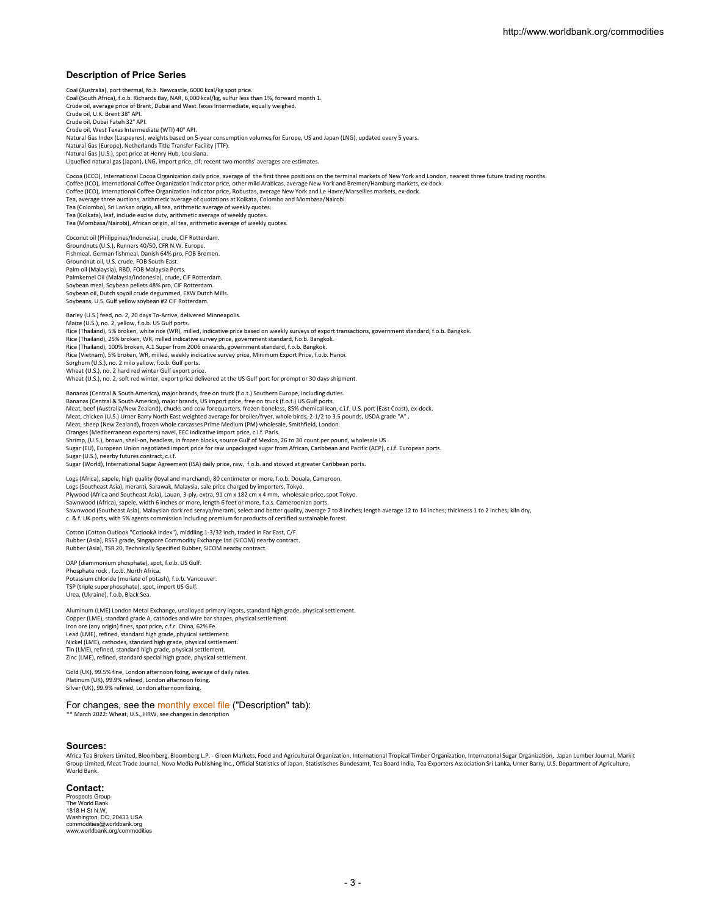## Description of Price Series

Coal (Australia), port thermal, fo.b. Newcastle, 6000 kcal/kg spot price.
Coal (South Africa), f.o.b. Richards Bay, NAR, 6,000 kcal/kg, sulfur less than 1%, forward month 1.
Crude oil, average price of Brent, Dubai and West Texas Intermediate, equally weighed.
Crude oil, U.K. Brent 38" API.
Crude oil, Dubai Fateh 32" API.
Crude oil, West Texas Intermediate (WTI) 40" API.
Natural Gas Index (Laspeyres), weights based on 5-year consumption volumes for Europe, US and Japan (LNG), updated every 5 years.
Natural Gas (Europe), Netherlands Title Transfer Facility (TTF).
Natural Gas (U.S.), spot price at Henry Hub, Louisiana.
Liquefied natural gas (Japan), LNG, import price, cif; recent two months' averages are estimates.

Cocoa (ICCO), International Cocoa Organization daily price, average of the first three positions on the terminal markets of New York and London, nearest three future trading months.
Coffee (ICO), International Coffee Organization indicator price, other mild Arabicas, average New York and Bremen/Hamburg markets, ex-dock.
Coffee (ICO), International Coffee Organization indicator price, Robustas, average New York and Le Havre/Marseilles markets, ex-dock.
Tea, average three auctions, arithmetic average of quotations at Kolkata, Colombo and Mombasa/Nairobi.
Tea (Colombo), Sri Lankan origin, all tea, arithmetic average of weekly quotes.
Tea (Kolkata), leaf, include excise duty, arithmetic average of weekly quotes.
Tea (Mombasa/Nairobi), African origin, all tea, arithmetic average of weekly quotes.

Coconut oil (Philippines/Indonesia), crude, CIF Rotterdam.
Groundnuts (U.S.), Runners 40/50, CFR N.W. Europe.
Fishmeal, German fishmeal, Danish 64% pro, FOB Bremen.
Groundnut oil, U.S. crude, FOB South-East.
Palm oil (Malaysia), RBD, FOB Malaysia Ports.
Palmkernel Oil (Malaysia/Indonesia), crude, CIF Rotterdam.
Soybean meal, Soybean pellets 48% pro, CIF Rotterdam.
Soybean oil, Dutch soyoil crude degummed, EXW Dutch Mills.
Soybeans, U.S. Gulf yellow soybean #2 CIF Rotterdam.

Barley (U.S.) feed, no. 2, 20 days To-Arrive, delivered Minneapolis.
Maize (U.S.), no. 2, yellow, f.o.b. US Gulf ports.
Rice (Thailand), 5% broken, white rice (WR), milled, indicative price based on weekly surveys of export transactions, government standard, f.o.b. Bangkok.
Rice (Thailand), 25% broken, WR, milled indicative survey price, government standard, f.o.b. Bangkok.
Rice (Thailand), 100% broken, A.1 Super from 2006 onwards, government standard, f.o.b. Bangkok.
Rice (Vietnam), 5% broken, WR, milled, weekly indicative survey price, Minimum Export Price, f.o.b. Hanoi.
Sorghum (U.S.), no. 2 milo yellow, f.o.b. Gulf ports.
Wheat (U.S.), no. 2 hard red winter Gulf export price.
Wheat (U.S.), no. 2, soft red winter, export price delivered at the US Gulf port for prompt or 30 days shipment.

Bananas (Central & South America), major brands, free on truck (f.o.t.) Southern Europe, including duties.
Bananas (Central & South America), major brands, US import price, free on truck (f.o.t.) US Gulf ports.
Meat, beef (Australia/New Zealand), chucks and cow forequarters, frozen boneless, 85% chemical lean, c.i.f. U.S. port (East Coast), ex-dock.
Meat, chicken (U.S.) Urner Barry North East weighted average for broiler/fryer, whole birds, 2-1/2 to 3.5 pounds, USDA grade "A" .
Meat, sheep (New Zealand), frozen whole carcasses Prime Medium (PM) wholesale, Smithfield, London.
Oranges (Mediterranean exporters) navel, EEC indicative import price, c.i.f. Paris.
Shrimp, (U.S.), brown, shell-on, headless, in frozen blocks, source Gulf of Mexico, 26 to 30 count per pound, wholesale US .
Sugar (EU), European Union negotiated import price for raw unpackaged sugar from African, Caribbean and Pacific (ACP), c.i.f. European ports.
Sugar (U.S.), nearby futures contract, c.i.f.
Sugar (World), International Sugar Agreement (ISA) daily price, raw, f.o.b. and stowed at greater Caribbean ports.

Logs (Africa), sapele, high quality (loyal and marchand), 80 centimeter or more, f.o.b. Douala, Cameroon.
Logs (Southeast Asia), meranti, Sarawak, Malaysia, sale price charged by importers, Tokyo.
Plywood (Africa and Southeast Asia), Lauan, 3-ply, extra, 91 cm x 182 cm x 4 mm, wholesale price, spot Tokyo.
Sawnwood (Africa), sapele, width 6 inches or more, length 6 feet or more, f.a.s. Cameroonian ports.
Sawnwood (Southeast Asia), Malaysian dark red seraya/meranti, select and better quality, average 7 to 8 inches; length average 12 to 14 inches; thickness 1 to 2 inches; kiln dry, c. & f. UK ports, with 5% agents commission including premium for products of certified sustainable forest.

Cotton (Cotton Outlook "CotlookA index"), middling 1-3/32 inch, traded in Far East, C/F.
Rubber (Asia), RSS3 grade, Singapore Commodity Exchange Ltd (SICOM) nearby contract.
Rubber (Asia), TSR 20, Technically Specified Rubber, SICOM nearby contract.

DAP (diammonium phosphate), spot, f.o.b. US Gulf.
Phosphate rock , f.o.b. North Africa.
Potassium chloride (muriate of potash), f.o.b. Vancouver.
TSP (triple superphosphate), spot, import US Gulf.
Urea, (Ukraine), f.o.b. Black Sea.

Aluminum (LME) London Metal Exchange, unalloyed primary ingots, standard high grade, physical settlement.
Copper (LME), standard grade A, cathodes and wire bar shapes, physical settlement.
Iron ore (any origin) fines, spot price, c.f.r. China, 62% Fe.
Lead (LME), refined, standard high grade, physical settlement.
Nickel (LME), cathodes, standard high grade, physical settlement.
Tin (LME), refined, standard high grade, physical settlement.
Zinc (LME), refined, standard special high grade, physical settlement.

Gold (UK), 99.5% fine, London afternoon fixing, average of daily rates.
Platinum (UK), 99.9% refined, London afternoon fixing.
Silver (UK), 99.9% refined, London afternoon fixing.

For changes, see the monthly excel file ("Description" tab):
** March 2022: Wheat, U.S., HRW, see changes in description

### Sources:

Africa Tea Brokers Limited, Bloomberg, Bloomberg L.P. - Green Markets, Food and Agricultural Organization, International Tropical Timber Organization, Internatonal Sugar Organization, Japan Lumber Journal, Markit Group Limited, Meat Trade Journal, Nova Media Publishing Inc., Official Statistics of Japan, Statistisches Bundesamt, Tea Board India, Tea Exporters Association Sri Lanka, Urner Barry, U.S. Department of Agriculture, World Bank.

### Contact:

Prospects Group
The World Bank
1818 H St N.W.
Washington, DC, 20433 USA
commodities@worldbank.org
www.worldbank.org/commodities